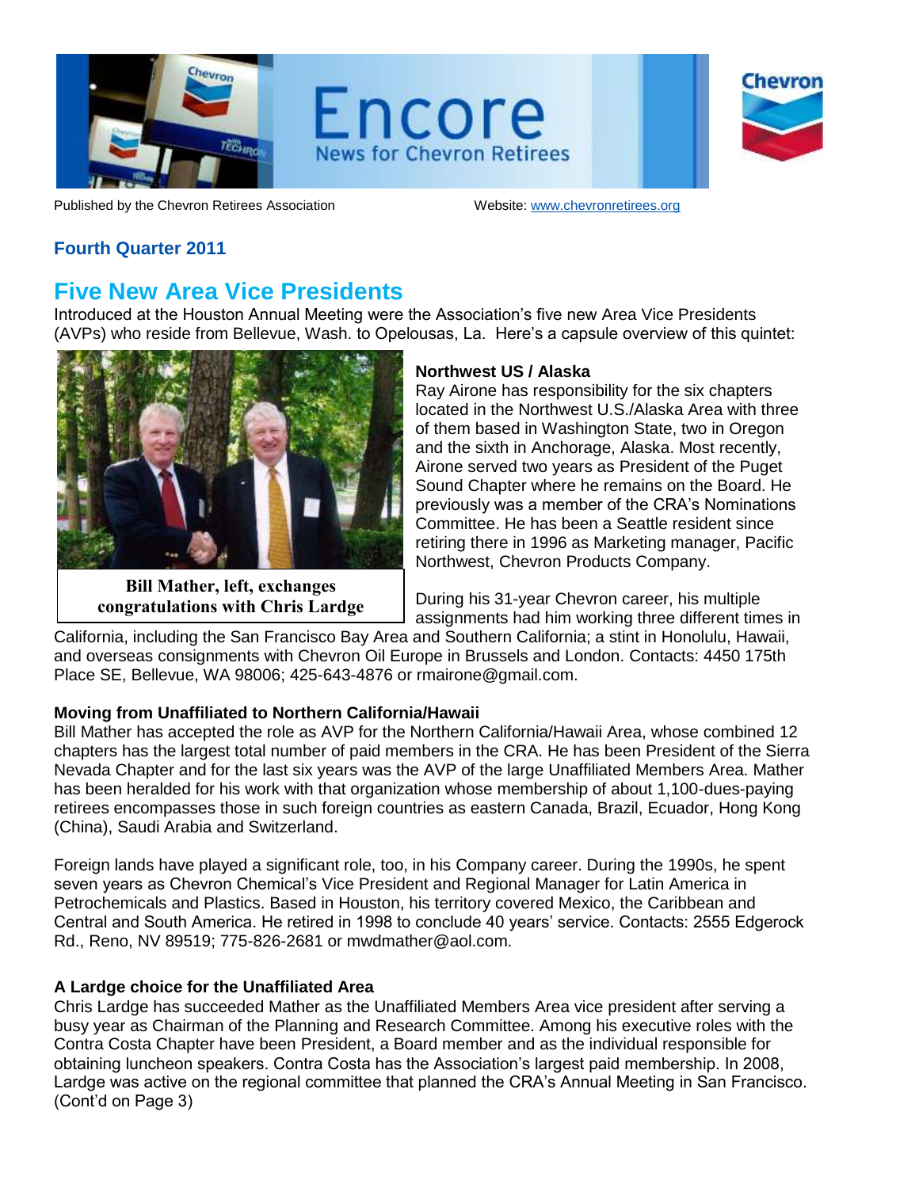# Encore

News for Chevron Retirees

Published by the Chevron Retirees Association

Website: www.chevronretirees.org

**Fourth Quarter 2011**

## Five New Area Vice Presidents

Introduced at the Houston Annual Meeting were the Association's five new Area Vice Presidents (AVPs) who reside from Bellevue, Wash. to Opelousas, La. Here's a capsule overview of this quintet:

**Bill Mather, left, exchanges congratulations with Chris Lardge**

### Northwest US / Alaska

Ray Airone has responsibility for the six chapters located in the Northwest U.S./Alaska Area with three of them based in Washington State, two in Oregon and the sixth in Anchorage, Alaska. Most recently, Airone served two years as President of the Puget Sound Chapter where he remains on the Board. He previously was a member of the CRA's Nominations Committee. He has been a Seattle resident since retiring there in 1996 as Marketing manager, Pacific Northwest, Chevron Products Company.

During his 31-year Chevron career, his multiple assignments had him working three different times in California, including the San Francisco Bay Area and Southern California; a stint in Honolulu, Hawaii, and overseas consignments with Chevron Oil Europe in Brussels and London. Contacts: 4450 175th Place SE, Bellevue, WA 98006; 425-643-4876 or rmairone@gmail.com.

### Moving from Unaffiliated to Northern California/Hawaii

Bill Mather has accepted the role as AVP for the Northern California/Hawaii Area, whose combined 12 chapters has the largest total number of paid members in the CRA. He has been President of the Sierra Nevada Chapter and for the last six years was the AVP of the large Unaffiliated Members Area. Mather has been heralded for his work with that organization whose membership of about 1,100-dues-paying retirees encompasses those in such foreign countries as eastern Canada, Brazil, Ecuador, Hong Kong (China), Saudi Arabia and Switzerland.

Foreign lands have played a significant role, too, in his Company career. During the 1990s, he spent seven years as Chevron Chemical's Vice President and Regional Manager for Latin America in Petrochemicals and Plastics. Based in Houston, his territory covered Mexico, the Caribbean and Central and South America. He retired in 1998 to conclude 40 years' service. Contacts: 2555 Edgerock Rd., Reno, NV 89519; 775-826-2681 or mwdmather@aol.com.

### A Lardge choice for the Unaffiliated Area

Chris Lardge has succeeded Mather as the Unaffiliated Members Area vice president after serving a busy year as Chairman of the Planning and Research Committee. Among his executive roles with the Contra Costa Chapter have been President, a Board member and as the individual responsible for obtaining luncheon speakers. Contra Costa has the Association's largest paid membership. In 2008, Lardge was active on the regional committee that planned the CRA's Annual Meeting in San Francisco. (Cont'd on Page 3)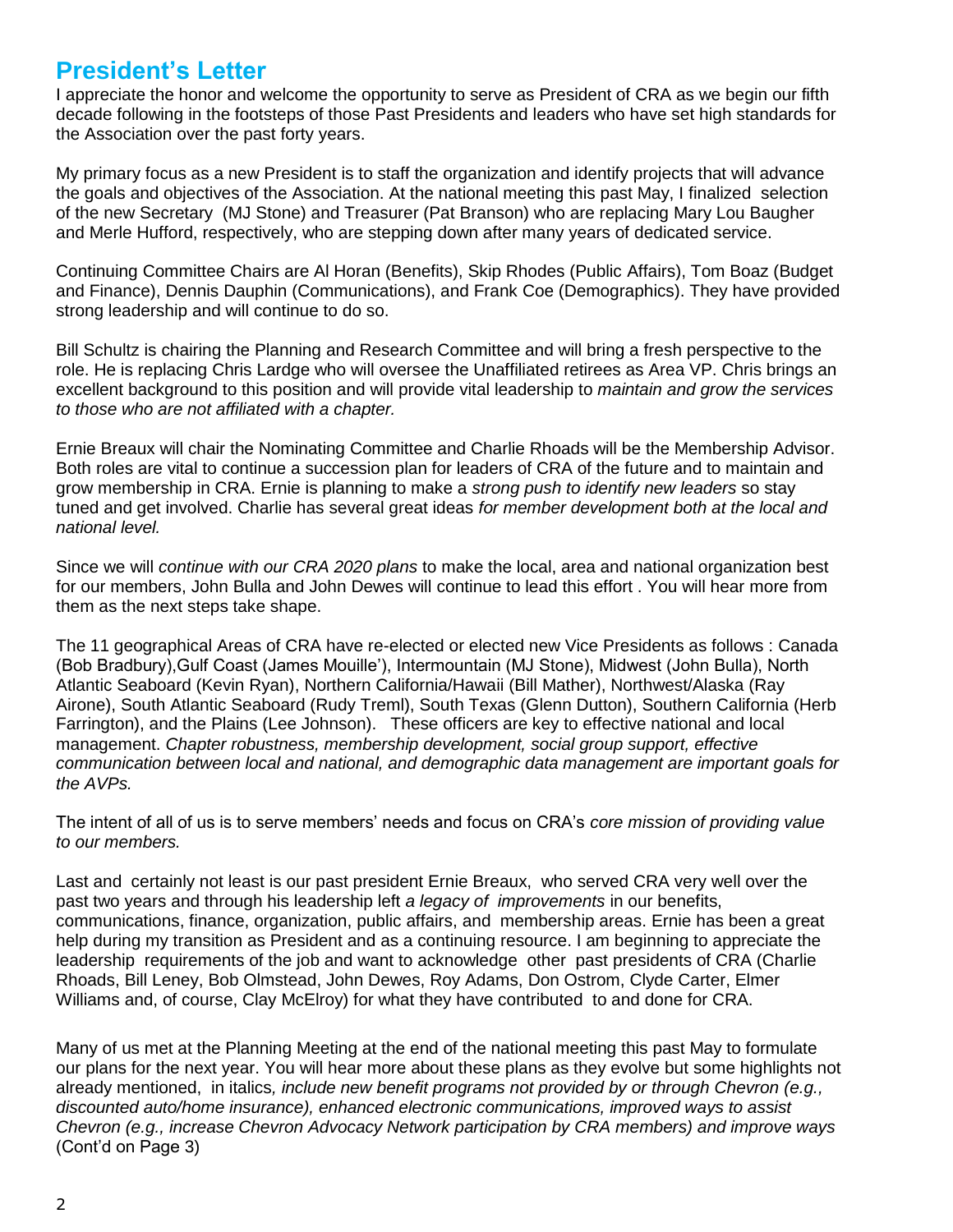## President's Letter

I appreciate the honor and welcome the opportunity to serve as President of CRA as we begin our fifth decade following in the footsteps of those Past Presidents and leaders who have set high standards for the Association over the past forty years.

My primary focus as a new President is to staff the organization and identify projects that will advance the goals and objectives of the Association. At the national meeting this past May, I finalized selection of the new Secretary (MJ Stone) and Treasurer (Pat Branson) who are replacing Mary Lou Baugher and Merle Hufford, respectively, who are stepping down after many years of dedicated service.

Continuing Committee Chairs are Al Horan (Benefits), Skip Rhodes (Public Affairs), Tom Boaz (Budget and Finance), Dennis Dauphin (Communications), and Frank Coe (Demographics). They have provided strong leadership and will continue to do so.

Bill Schultz is chairing the Planning and Research Committee and will bring a fresh perspective to the role. He is replacing Chris Lardge who will oversee the Unaffiliated retirees as Area VP. Chris brings an excellent background to this position and will provide vital leadership to *maintain and grow the services to those who are not affiliated with a chapter.*

Ernie Breaux will chair the Nominating Committee and Charlie Rhoads will be the Membership Advisor. Both roles are vital to continue a succession plan for leaders of CRA of the future and to maintain and grow membership in CRA. Ernie is planning to make a *strong push to identify new leaders* so stay tuned and get involved. Charlie has several great ideas *for member development both at the local and national level.*

Since we will *continue with our CRA 2020 plans* to make the local, area and national organization best for our members, John Bulla and John Dewes will continue to lead this effort . You will hear more from them as the next steps take shape.

The 11 geographical Areas of CRA have re-elected or elected new Vice Presidents as follows : Canada (Bob Bradbury),Gulf Coast (James Mouille'), Intermountain (MJ Stone), Midwest (John Bulla), North Atlantic Seaboard (Kevin Ryan), Northern California/Hawaii (Bill Mather), Northwest/Alaska (Ray Airone), South Atlantic Seaboard (Rudy Treml), South Texas (Glenn Dutton), Southern California (Herb Farrington), and the Plains (Lee Johnson). These officers are key to effective national and local management. *Chapter robustness, membership development, social group support, effective communication between local and national, and demographic data management are important goals for the AVPs.*

The intent of all of us is to serve members' needs and focus on CRA's *core mission of providing value to our members.*

Last and certainly not least is our past president Ernie Breaux, who served CRA very well over the past two years and through his leadership left *a legacy of improvements* in our benefits, communications, finance, organization, public affairs, and membership areas. Ernie has been a great help during my transition as President and as a continuing resource. I am beginning to appreciate the leadership requirements of the job and want to acknowledge other past presidents of CRA (Charlie Rhoads, Bill Leney, Bob Olmstead, John Dewes, Roy Adams, Don Ostrom, Clyde Carter, Elmer Williams and, of course, Clay McElroy) for what they have contributed to and done for CRA.

Many of us met at the Planning Meeting at the end of the national meeting this past May to formulate our plans for the next year. You will hear more about these plans as they evolve but some highlights not already mentioned, in italics*, include new benefit programs not provided by or through Chevron (e.g., discounted auto/home insurance), enhanced electronic communications, improved ways to assist Chevron (e.g., increase Chevron Advocacy Network participation by CRA members) and improve ways* (Cont'd on Page 3)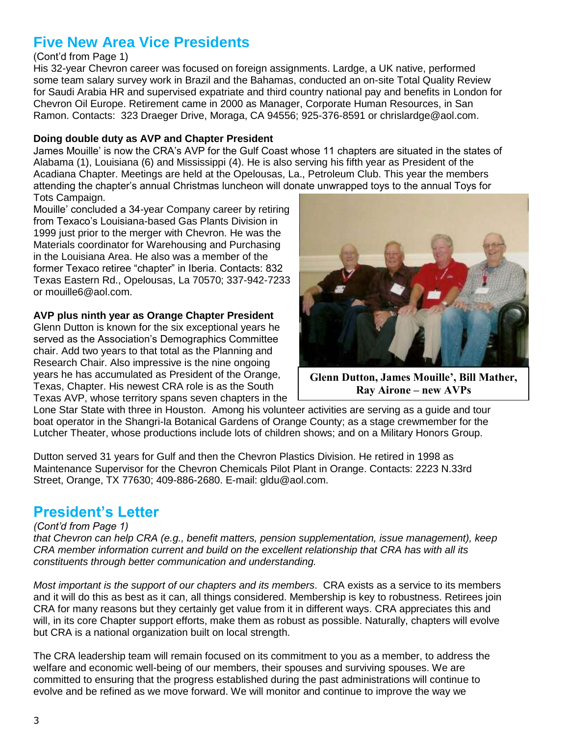## Five New Area Vice Presidents

(Cont'd from Page 1)

His 32-year Chevron career was focused on foreign assignments. Lardge, a UK native, performed some team salary survey work in Brazil and the Bahamas, conducted an on-site Total Quality Review for Saudi Arabia HR and supervised expatriate and third country national pay and benefits in London for Chevron Oil Europe. Retirement came in 2000 as Manager, Corporate Human Resources, in San Ramon. Contacts: 323 Draeger Drive, Moraga, CA 94556; 925-376-8591 or chrislardge@aol.com.

**Doing double duty as AVP and Chapter President**

James Mouille' is now the CRA's AVP for the Gulf Coast whose 11 chapters are situated in the states of Alabama (1), Louisiana (6) and Mississippi (4). He is also serving his fifth year as President of the Acadiana Chapter. Meetings are held at the Opelousas, La., Petroleum Club. This year the members attending the chapter's annual Christmas luncheon will donate unwrapped toys to the annual Toys for Tots Campaign.

Mouille' concluded a 34-year Company career by retiring from Texaco's Louisiana-based Gas Plants Division in 1999 just prior to the merger with Chevron. He was the Materials coordinator for Warehousing and Purchasing in the Louisiana Area. He also was a member of the former Texaco retiree "chapter" in Iberia. Contacts: 832 Texas Eastern Rd., Opelousas, La 70570; 337-942-7233 or mouille6@aol.com.

**AVP plus ninth year as Orange Chapter President**

Glenn Dutton is known for the six exceptional years he served as the Association's Demographics Committee chair. Add two years to that total as the Planning and Research Chair. Also impressive is the nine ongoing years he has accumulated as President of the Orange, Texas, Chapter. His newest CRA role is as the South Texas AVP, whose territory spans seven chapters in the Lone Star State with three in Houston. Among his volunteer activities are serving as a guide and tour boat operator in the Shangri-la Botanical Gardens of Orange County; as a stage crewmember for the Lutcher Theater, whose productions include lots of children shows; and on a Military Honors Group.

**Glenn Dutton, James Mouille', Bill Mather, Ray Airone – new AVPs**

Dutton served 31 years for Gulf and then the Chevron Plastics Division. He retired in 1998 as Maintenance Supervisor for the Chevron Chemicals Pilot Plant in Orange. Contacts: 2223 N.33rd Street, Orange, TX 77630; 409-886-2680. E-mail: gldu@aol.com.

## President's Letter

*(Cont'd from Page 1)*

*that Chevron can help CRA (e.g., benefit matters, pension supplementation, issue management), keep CRA member information current and build on the excellent relationship that CRA has with all its constituents through better communication and understanding.*

*Most important is the support of our chapters and its members*. CRA exists as a service to its members and it will do this as best as it can, all things considered. Membership is key to robustness. Retirees join CRA for many reasons but they certainly get value from it in different ways. CRA appreciates this and will, in its core Chapter support efforts, make them as robust as possible. Naturally, chapters will evolve but CRA is a national organization built on local strength.

The CRA leadership team will remain focused on its commitment to you as a member, to address the welfare and economic well-being of our members, their spouses and surviving spouses. We are committed to ensuring that the progress established during the past administrations will continue to evolve and be refined as we move forward. We will monitor and continue to improve the way we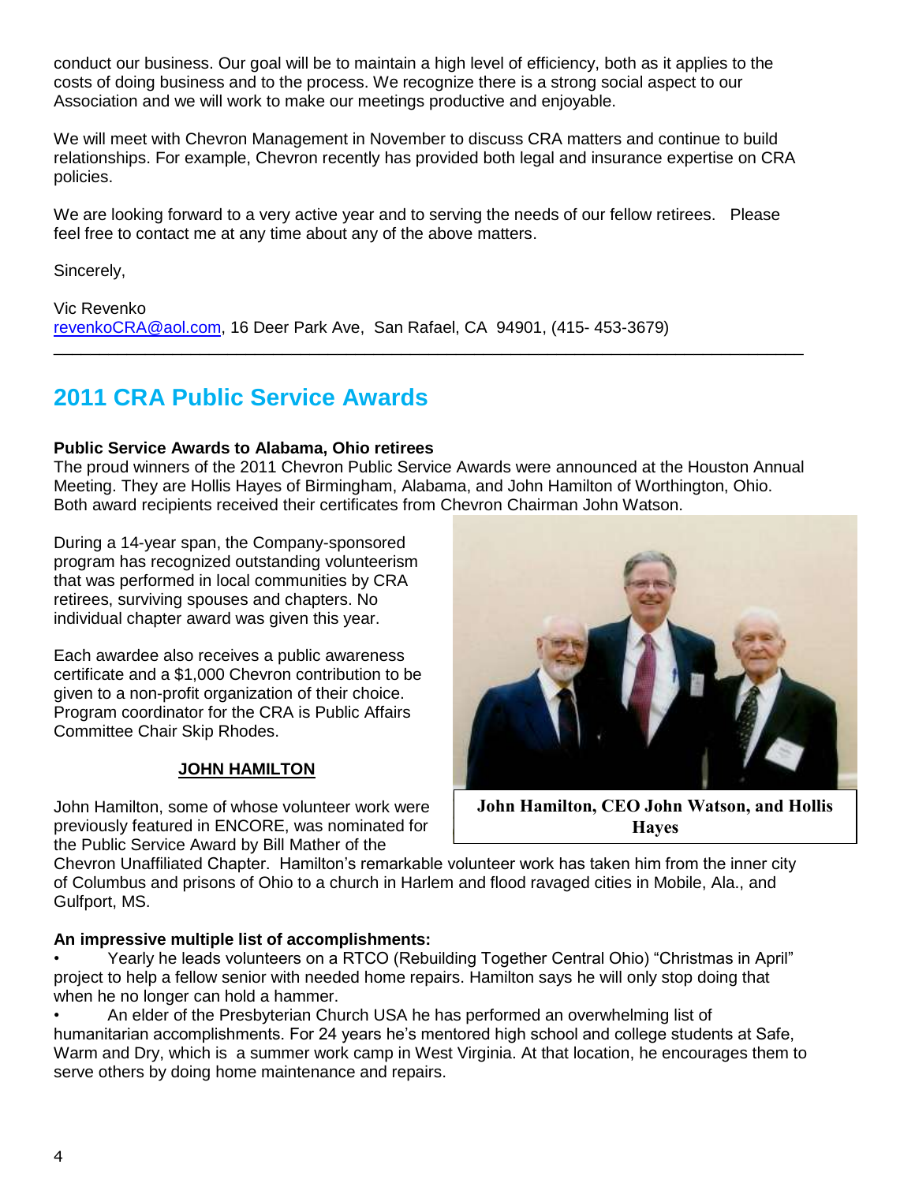conduct our business. Our goal will be to maintain a high level of efficiency, both as it applies to the costs of doing business and to the process. We recognize there is a strong social aspect to our Association and we will work to make our meetings productive and enjoyable.

We will meet with Chevron Management in November to discuss CRA matters and continue to build relationships. For example, Chevron recently has provided both legal and insurance expertise on CRA policies.

We are looking forward to a very active year and to serving the needs of our fellow retirees. Please feel free to contact me at any time about any of the above matters.

Sincerely,

Vic Revenko
revenkoCRA@aol.com, 16 Deer Park Ave, San Rafael, CA 94901, (415- 453-3679)

---

## 2011 CRA Public Service Awards

**Public Service Awards to Alabama, Ohio retirees**
The proud winners of the 2011 Chevron Public Service Awards were announced at the Houston Annual Meeting. They are Hollis Hayes of Birmingham, Alabama, and John Hamilton of Worthington, Ohio. Both award recipients received their certificates from Chevron Chairman John Watson.

During a 14-year span, the Company-sponsored program has recognized outstanding volunteerism that was performed in local communities by CRA retirees, surviving spouses and chapters. No individual chapter award was given this year.

Each awardee also receives a public awareness certificate and a $1,000 Chevron contribution to be given to a non-profit organization of their choice. Program coordinator for the CRA is Public Affairs Committee Chair Skip Rhodes.

**John Hamilton, CEO John Watson, and Hollis Hayes**

**JOHN HAMILTON**

John Hamilton, some of whose volunteer work were previously featured in ENCORE, was nominated for the Public Service Award by Bill Mather of the Chevron Unaffiliated Chapter. Hamilton's remarkable volunteer work has taken him from the inner city of Columbus and prisons of Ohio to a church in Harlem and flood ravaged cities in Mobile, Ala., and Gulfport, MS.

**An impressive multiple list of accomplishments:**

- Yearly he leads volunteers on a RTCO (Rebuilding Together Central Ohio) "Christmas in April" project to help a fellow senior with needed home repairs. Hamilton says he will only stop doing that when he no longer can hold a hammer.
- An elder of the Presbyterian Church USA he has performed an overwhelming list of humanitarian accomplishments. For 24 years he's mentored high school and college students at Safe, Warm and Dry, which is a summer work camp in West Virginia. At that location, he encourages them to serve others by doing home maintenance and repairs.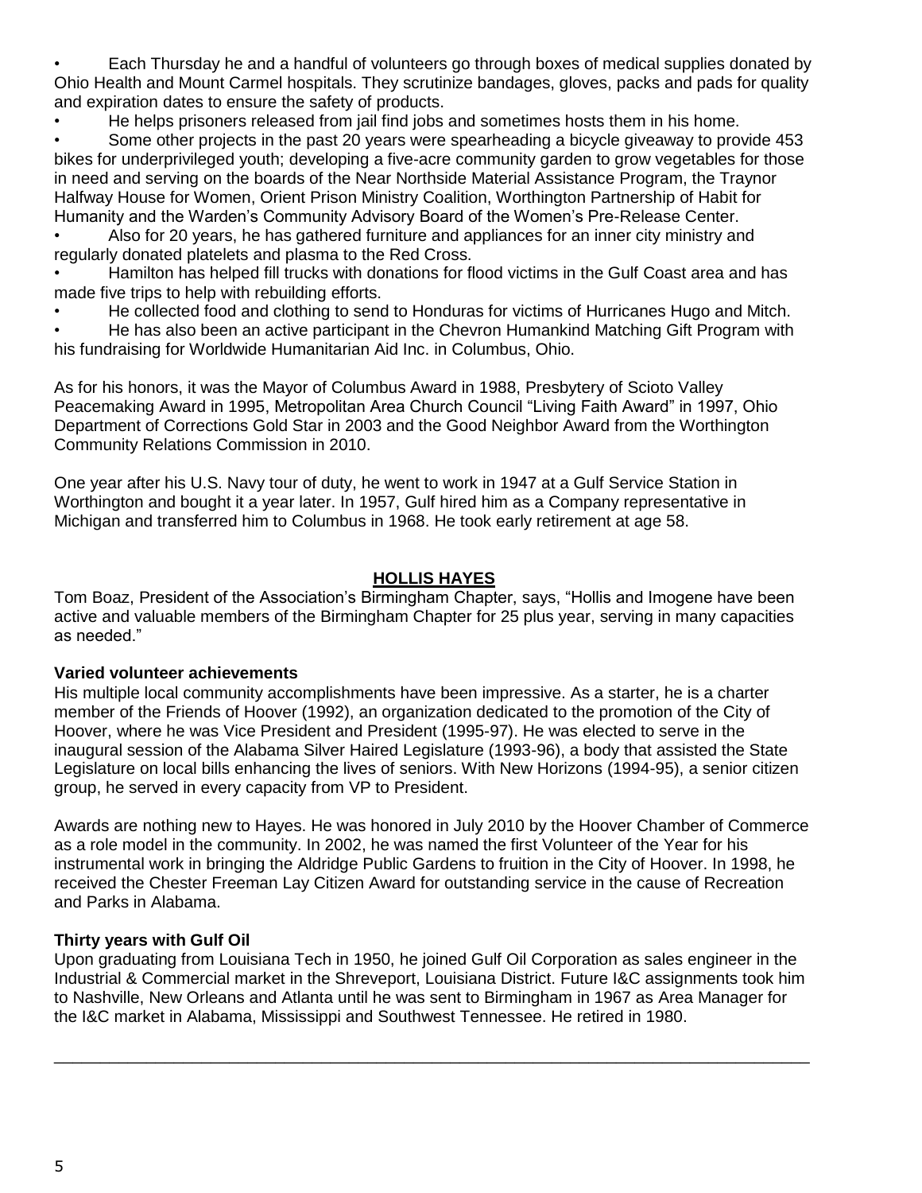- Each Thursday he and a handful of volunteers go through boxes of medical supplies donated by Ohio Health and Mount Carmel hospitals. They scrutinize bandages, gloves, packs and pads for quality and expiration dates to ensure the safety of products.
- He helps prisoners released from jail find jobs and sometimes hosts them in his home.
- Some other projects in the past 20 years were spearheading a bicycle giveaway to provide 453 bikes for underprivileged youth; developing a five-acre community garden to grow vegetables for those in need and serving on the boards of the Near Northside Material Assistance Program, the Traynor Halfway House for Women, Orient Prison Ministry Coalition, Worthington Partnership of Habit for Humanity and the Warden's Community Advisory Board of the Women's Pre-Release Center.
- Also for 20 years, he has gathered furniture and appliances for an inner city ministry and regularly donated platelets and plasma to the Red Cross.
- Hamilton has helped fill trucks with donations for flood victims in the Gulf Coast area and has made five trips to help with rebuilding efforts.
- He collected food and clothing to send to Honduras for victims of Hurricanes Hugo and Mitch.
- He has also been an active participant in the Chevron Humankind Matching Gift Program with his fundraising for Worldwide Humanitarian Aid Inc. in Columbus, Ohio.

As for his honors, it was the Mayor of Columbus Award in 1988, Presbytery of Scioto Valley Peacemaking Award in 1995, Metropolitan Area Church Council "Living Faith Award" in 1997, Ohio Department of Corrections Gold Star in 2003 and the Good Neighbor Award from the Worthington Community Relations Commission in 2010.

One year after his U.S. Navy tour of duty, he went to work in 1947 at a Gulf Service Station in Worthington and bought it a year later. In 1957, Gulf hired him as a Company representative in Michigan and transferred him to Columbus in 1968. He took early retirement at age 58.

## HOLLIS HAYES

Tom Boaz, President of the Association's Birmingham Chapter, says, "Hollis and Imogene have been active and valuable members of the Birmingham Chapter for 25 plus year, serving in many capacities as needed."

**Varied volunteer achievements**

His multiple local community accomplishments have been impressive. As a starter, he is a charter member of the Friends of Hoover (1992), an organization dedicated to the promotion of the City of Hoover, where he was Vice President and President (1995-97). He was elected to serve in the inaugural session of the Alabama Silver Haired Legislature (1993-96), a body that assisted the State Legislature on local bills enhancing the lives of seniors. With New Horizons (1994-95), a senior citizen group, he served in every capacity from VP to President.

Awards are nothing new to Hayes. He was honored in July 2010 by the Hoover Chamber of Commerce as a role model in the community. In 2002, he was named the first Volunteer of the Year for his instrumental work in bringing the Aldridge Public Gardens to fruition in the City of Hoover. In 1998, he received the Chester Freeman Lay Citizen Award for outstanding service in the cause of Recreation and Parks in Alabama.

**Thirty years with Gulf Oil**

Upon graduating from Louisiana Tech in 1950, he joined Gulf Oil Corporation as sales engineer in the Industrial & Commercial market in the Shreveport, Louisiana District. Future I&C assignments took him to Nashville, New Orleans and Atlanta until he was sent to Birmingham in 1967 as Area Manager for the I&C market in Alabama, Mississippi and Southwest Tennessee. He retired in 1980.

---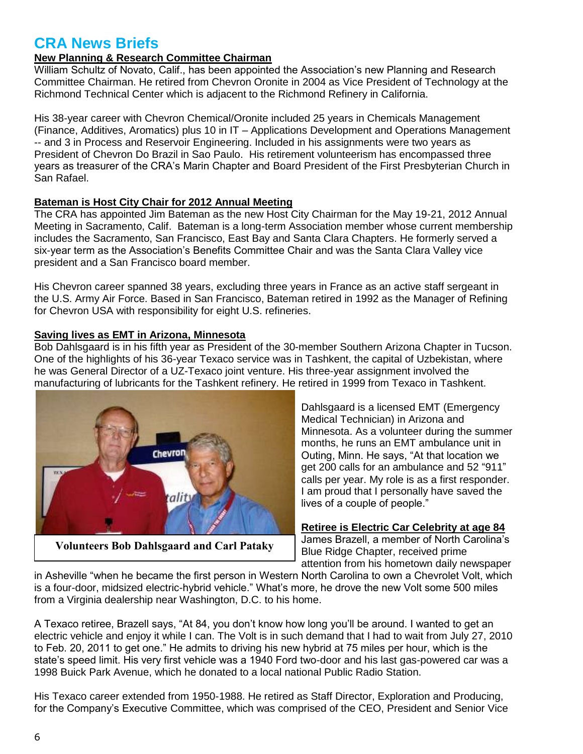# CRA News Briefs

**New Planning & Research Committee Chairman**

William Schultz of Novato, Calif., has been appointed the Association's new Planning and Research Committee Chairman. He retired from Chevron Oronite in 2004 as Vice President of Technology at the Richmond Technical Center which is adjacent to the Richmond Refinery in California.

His 38-year career with Chevron Chemical/Oronite included 25 years in Chemicals Management (Finance, Additives, Aromatics) plus 10 in IT – Applications Development and Operations Management -- and 3 in Process and Reservoir Engineering. Included in his assignments were two years as President of Chevron Do Brazil in Sao Paulo. His retirement volunteerism has encompassed three years as treasurer of the CRA's Marin Chapter and Board President of the First Presbyterian Church in San Rafael.

**Bateman is Host City Chair for 2012 Annual Meeting**

The CRA has appointed Jim Bateman as the new Host City Chairman for the May 19-21, 2012 Annual Meeting in Sacramento, Calif. Bateman is a long-term Association member whose current membership includes the Sacramento, San Francisco, East Bay and Santa Clara Chapters. He formerly served a six-year term as the Association's Benefits Committee Chair and was the Santa Clara Valley vice president and a San Francisco board member.

His Chevron career spanned 38 years, excluding three years in France as an active staff sergeant in the U.S. Army Air Force. Based in San Francisco, Bateman retired in 1992 as the Manager of Refining for Chevron USA with responsibility for eight U.S. refineries.

**Saving lives as EMT in Arizona, Minnesota**

Bob Dahlsgaard is in his fifth year as President of the 30-member Southern Arizona Chapter in Tucson. One of the highlights of his 36-year Texaco service was in Tashkent, the capital of Uzbekistan, where he was General Director of a UZ-Texaco joint venture. His three-year assignment involved the manufacturing of lubricants for the Tashkent refinery. He retired in 1999 from Texaco in Tashkent.

**Volunteers Bob Dahlsgaard and Carl Pataky**

Dahlsgaard is a licensed EMT (Emergency Medical Technician) in Arizona and Minnesota. As a volunteer during the summer months, he runs an EMT ambulance unit in Outing, Minn. He says, "At that location we get 200 calls for an ambulance and 52 "911" calls per year. My role is as a first responder. I am proud that I personally have saved the lives of a couple of people."

**Retiree is Electric Car Celebrity at age 84**

James Brazell, a member of North Carolina's Blue Ridge Chapter, received prime attention from his hometown daily newspaper in Asheville "when he became the first person in Western North Carolina to own a Chevrolet Volt, which is a four-door, midsized electric-hybrid vehicle." What's more, he drove the new Volt some 500 miles from a Virginia dealership near Washington, D.C. to his home.

A Texaco retiree, Brazell says, "At 84, you don't know how long you'll be around. I wanted to get an electric vehicle and enjoy it while I can. The Volt is in such demand that I had to wait from July 27, 2010 to Feb. 20, 2011 to get one." He admits to driving his new hybrid at 75 miles per hour, which is the state's speed limit. His very first vehicle was a 1940 Ford two-door and his last gas-powered car was a 1998 Buick Park Avenue, which he donated to a local national Public Radio Station.

His Texaco career extended from 1950-1988. He retired as Staff Director, Exploration and Producing, for the Company's Executive Committee, which was comprised of the CEO, President and Senior Vice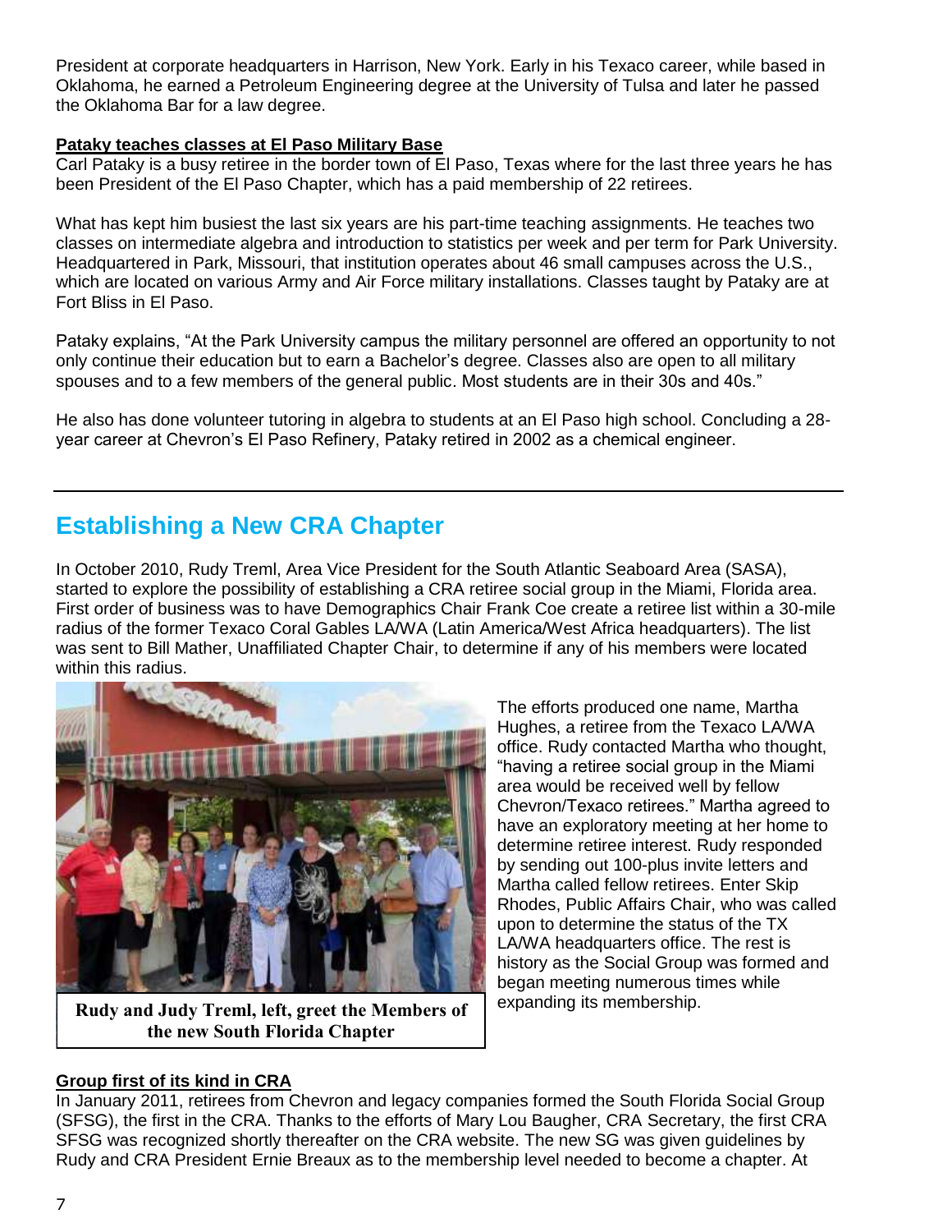President at corporate headquarters in Harrison, New York. Early in his Texaco career, while based in Oklahoma, he earned a Petroleum Engineering degree at the University of Tulsa and later he passed the Oklahoma Bar for a law degree.

**Pataky teaches classes at El Paso Military Base**

Carl Pataky is a busy retiree in the border town of El Paso, Texas where for the last three years he has been President of the El Paso Chapter, which has a paid membership of 22 retirees.

What has kept him busiest the last six years are his part-time teaching assignments. He teaches two classes on intermediate algebra and introduction to statistics per week and per term for Park University. Headquartered in Park, Missouri, that institution operates about 46 small campuses across the U.S., which are located on various Army and Air Force military installations. Classes taught by Pataky are at Fort Bliss in El Paso.

Pataky explains, "At the Park University campus the military personnel are offered an opportunity to not only continue their education but to earn a Bachelor's degree. Classes also are open to all military spouses and to a few members of the general public. Most students are in their 30s and 40s."

He also has done volunteer tutoring in algebra to students at an El Paso high school. Concluding a 28-year career at Chevron's El Paso Refinery, Pataky retired in 2002 as a chemical engineer.

---

## Establishing a New CRA Chapter

In October 2010, Rudy Treml, Area Vice President for the South Atlantic Seaboard Area (SASA), started to explore the possibility of establishing a CRA retiree social group in the Miami, Florida area. First order of business was to have Demographics Chair Frank Coe create a retiree list within a 30-mile radius of the former Texaco Coral Gables LA/WA (Latin America/West Africa headquarters). The list was sent to Bill Mather, Unaffiliated Chapter Chair, to determine if any of his members were located within this radius.

**Rudy and Judy Treml, left, greet the Members of the new South Florida Chapter**

The efforts produced one name, Martha Hughes, a retiree from the Texaco LA/WA office. Rudy contacted Martha who thought, "having a retiree social group in the Miami area would be received well by fellow Chevron/Texaco retirees." Martha agreed to have an exploratory meeting at her home to determine retiree interest. Rudy responded by sending out 100-plus invite letters and Martha called fellow retirees. Enter Skip Rhodes, Public Affairs Chair, who was called upon to determine the status of the TX LA/WA headquarters office. The rest is history as the Social Group was formed and began meeting numerous times while expanding its membership.

**Group first of its kind in CRA**

In January 2011, retirees from Chevron and legacy companies formed the South Florida Social Group (SFSG), the first in the CRA. Thanks to the efforts of Mary Lou Baugher, CRA Secretary, the first CRA SFSG was recognized shortly thereafter on the CRA website. The new SG was given guidelines by Rudy and CRA President Ernie Breaux as to the membership level needed to become a chapter. At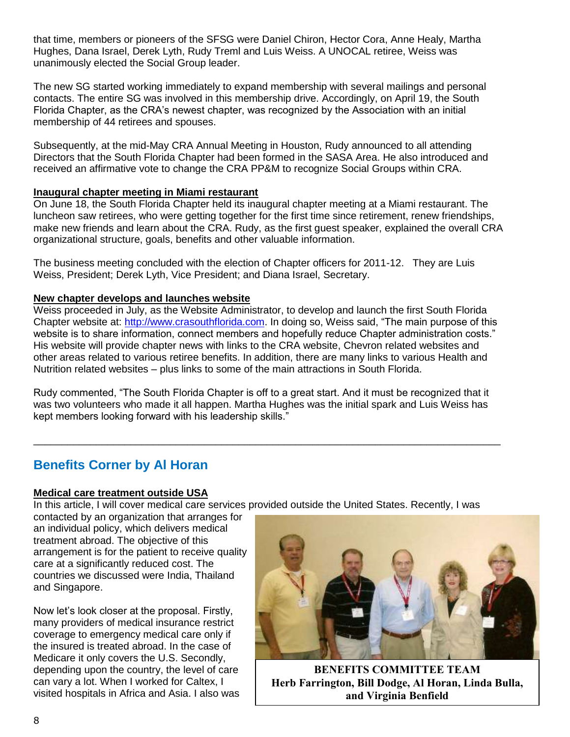that time, members or pioneers of the SFSG were Daniel Chiron, Hector Cora, Anne Healy, Martha Hughes, Dana Israel, Derek Lyth, Rudy Treml and Luis Weiss. A UNOCAL retiree, Weiss was unanimously elected the Social Group leader.

The new SG started working immediately to expand membership with several mailings and personal contacts. The entire SG was involved in this membership drive. Accordingly, on April 19, the South Florida Chapter, as the CRA's newest chapter, was recognized by the Association with an initial membership of 44 retirees and spouses.

Subsequently, at the mid-May CRA Annual Meeting in Houston, Rudy announced to all attending Directors that the South Florida Chapter had been formed in the SASA Area. He also introduced and received an affirmative vote to change the CRA PP&M to recognize Social Groups within CRA.

**Inaugural chapter meeting in Miami restaurant**

On June 18, the South Florida Chapter held its inaugural chapter meeting at a Miami restaurant. The luncheon saw retirees, who were getting together for the first time since retirement, renew friendships, make new friends and learn about the CRA. Rudy, as the first guest speaker, explained the overall CRA organizational structure, goals, benefits and other valuable information.

The business meeting concluded with the election of Chapter officers for 2011-12. They are Luis Weiss, President; Derek Lyth, Vice President; and Diana Israel, Secretary.

**New chapter develops and launches website**

Weiss proceeded in July, as the Website Administrator, to develop and launch the first South Florida Chapter website at: http://www.crasouthflorida.com. In doing so, Weiss said, "The main purpose of this website is to share information, connect members and hopefully reduce Chapter administration costs." His website will provide chapter news with links to the CRA website, Chevron related websites and other areas related to various retiree benefits. In addition, there are many links to various Health and Nutrition related websites – plus links to some of the main attractions in South Florida.

Rudy commented, "The South Florida Chapter is off to a great start. And it must be recognized that it was two volunteers who made it all happen. Martha Hughes was the initial spark and Luis Weiss has kept members looking forward with his leadership skills."

---

## Benefits Corner by Al Horan

**Medical care treatment outside USA**

In this article, I will cover medical care services provided outside the United States. Recently, I was contacted by an organization that arranges for an individual policy, which delivers medical treatment abroad. The objective of this arrangement is for the patient to receive quality care at a significantly reduced cost. The countries we discussed were India, Thailand and Singapore.

Now let's look closer at the proposal. Firstly, many providers of medical insurance restrict coverage to emergency medical care only if the insured is treated abroad. In the case of Medicare it only covers the U.S. Secondly, depending upon the country, the level of care can vary a lot. When I worked for Caltex, I visited hospitals in Africa and Asia. I also was

**BENEFITS COMMITTEE TEAM**
**Herb Farrington, Bill Dodge, Al Horan, Linda Bulla, and Virginia Benfield**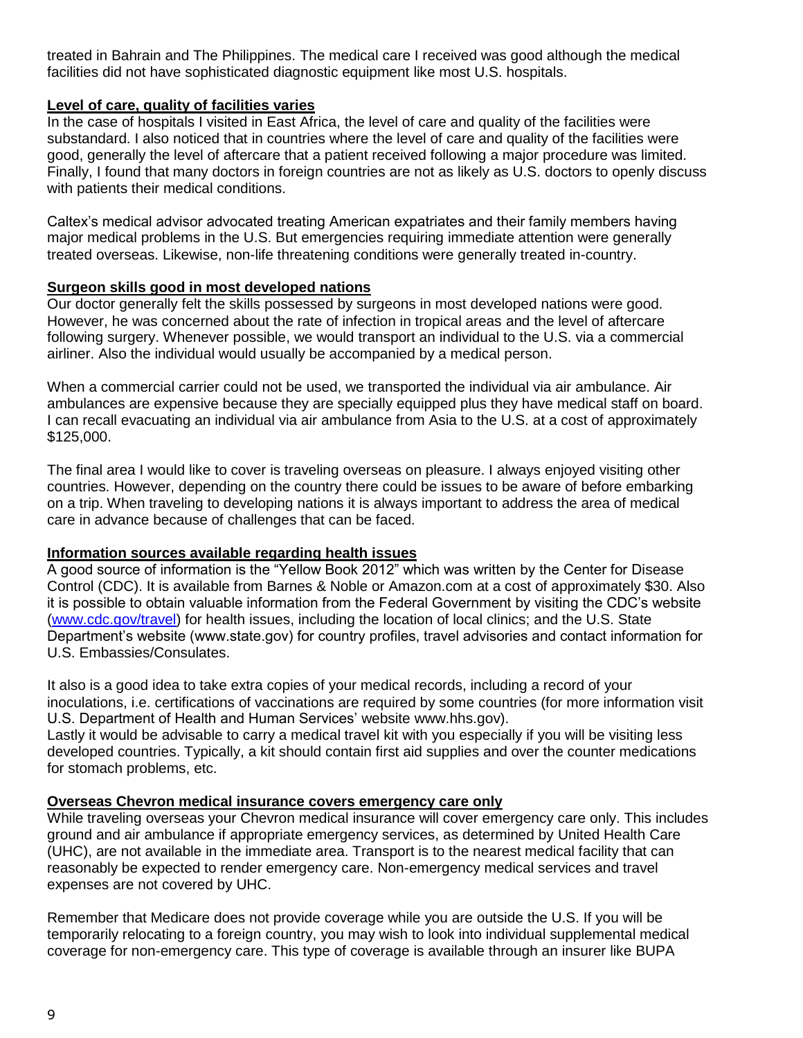treated in Bahrain and The Philippines. The medical care I received was good although the medical facilities did not have sophisticated diagnostic equipment like most U.S. hospitals.

**Level of care, quality of facilities varies**

In the case of hospitals I visited in East Africa, the level of care and quality of the facilities were substandard. I also noticed that in countries where the level of care and quality of the facilities were good, generally the level of aftercare that a patient received following a major procedure was limited. Finally, I found that many doctors in foreign countries are not as likely as U.S. doctors to openly discuss with patients their medical conditions.

Caltex's medical advisor advocated treating American expatriates and their family members having major medical problems in the U.S. But emergencies requiring immediate attention were generally treated overseas. Likewise, non-life threatening conditions were generally treated in-country.

**Surgeon skills good in most developed nations**

Our doctor generally felt the skills possessed by surgeons in most developed nations were good. However, he was concerned about the rate of infection in tropical areas and the level of aftercare following surgery. Whenever possible, we would transport an individual to the U.S. via a commercial airliner. Also the individual would usually be accompanied by a medical person.

When a commercial carrier could not be used, we transported the individual via air ambulance. Air ambulances are expensive because they are specially equipped plus they have medical staff on board. I can recall evacuating an individual via air ambulance from Asia to the U.S. at a cost of approximately $125,000.

The final area I would like to cover is traveling overseas on pleasure. I always enjoyed visiting other countries. However, depending on the country there could be issues to be aware of before embarking on a trip. When traveling to developing nations it is always important to address the area of medical care in advance because of challenges that can be faced.

**Information sources available regarding health issues**

A good source of information is the "Yellow Book 2012" which was written by the Center for Disease Control (CDC). It is available from Barnes & Noble or Amazon.com at a cost of approximately $30. Also it is possible to obtain valuable information from the Federal Government by visiting the CDC's website (www.cdc.gov/travel) for health issues, including the location of local clinics; and the U.S. State Department's website (www.state.gov) for country profiles, travel advisories and contact information for U.S. Embassies/Consulates.

It also is a good idea to take extra copies of your medical records, including a record of your inoculations, i.e. certifications of vaccinations are required by some countries (for more information visit U.S. Department of Health and Human Services' website www.hhs.gov).
Lastly it would be advisable to carry a medical travel kit with you especially if you will be visiting less developed countries. Typically, a kit should contain first aid supplies and over the counter medications for stomach problems, etc.

**Overseas Chevron medical insurance covers emergency care only**

While traveling overseas your Chevron medical insurance will cover emergency care only. This includes ground and air ambulance if appropriate emergency services, as determined by United Health Care (UHC), are not available in the immediate area. Transport is to the nearest medical facility that can reasonably be expected to render emergency care. Non-emergency medical services and travel expenses are not covered by UHC.

Remember that Medicare does not provide coverage while you are outside the U.S. If you will be temporarily relocating to a foreign country, you may wish to look into individual supplemental medical coverage for non-emergency care. This type of coverage is available through an insurer like BUPA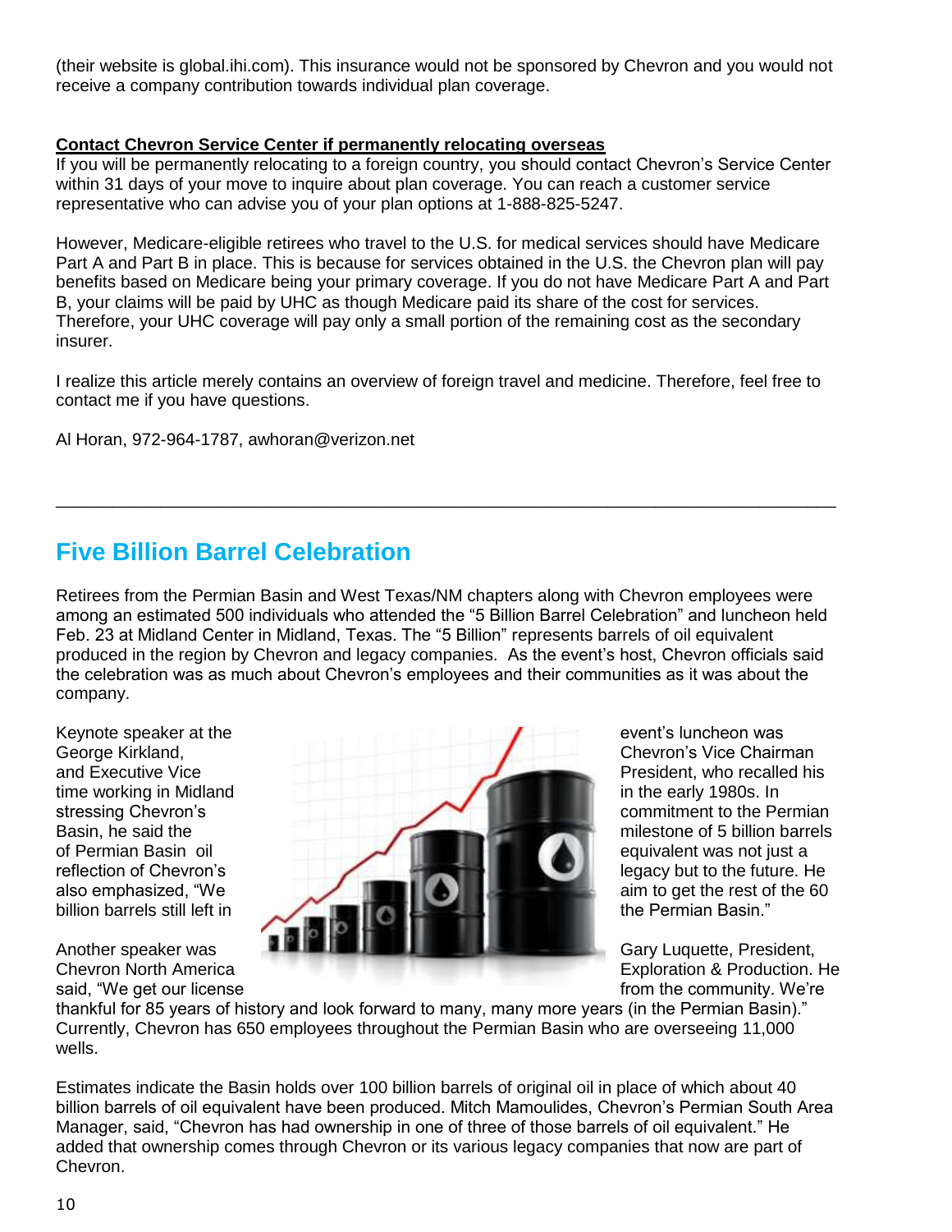(their website is global.ihi.com). This insurance would not be sponsored by Chevron and you would not receive a company contribution towards individual plan coverage.

**Contact Chevron Service Center if permanently relocating overseas**

If you will be permanently relocating to a foreign country, you should contact Chevron's Service Center within 31 days of your move to inquire about plan coverage. You can reach a customer service representative who can advise you of your plan options at 1-888-825-5247.

However, Medicare-eligible retirees who travel to the U.S. for medical services should have Medicare Part A and Part B in place. This is because for services obtained in the U.S. the Chevron plan will pay benefits based on Medicare being your primary coverage. If you do not have Medicare Part A and Part B, your claims will be paid by UHC as though Medicare paid its share of the cost for services. Therefore, your UHC coverage will pay only a small portion of the remaining cost as the secondary insurer.

I realize this article merely contains an overview of foreign travel and medicine. Therefore, feel free to contact me if you have questions.

Al Horan, 972-964-1787, awhoran@verizon.net

---

## Five Billion Barrel Celebration

Retirees from the Permian Basin and West Texas/NM chapters along with Chevron employees were among an estimated 500 individuals who attended the "5 Billion Barrel Celebration" and luncheon held Feb. 23 at Midland Center in Midland, Texas. The "5 Billion" represents barrels of oil equivalent produced in the region by Chevron and legacy companies. As the event's host, Chevron officials said the celebration was as much about Chevron's employees and their communities as it was about the company.

Keynote speaker at the event's luncheon was George Kirkland, Chevron's Vice Chairman and Executive Vice President, who recalled his time working in Midland in the early 1980s. In stressing Chevron's commitment to the Permian Basin, he said the milestone of 5 billion barrels of Permian Basin oil equivalent was not just a reflection of Chevron's legacy but to the future. He also emphasized, "We aim to get the rest of the 60 billion barrels still left in the Permian Basin."

Another speaker was Gary Luquette, President, Chevron North America Exploration & Production. He said, "We get our license from the community. We're thankful for 85 years of history and look forward to many, many more years (in the Permian Basin)." Currently, Chevron has 650 employees throughout the Permian Basin who are overseeing 11,000 wells.

Estimates indicate the Basin holds over 100 billion barrels of original oil in place of which about 40 billion barrels of oil equivalent have been produced. Mitch Mamoulides, Chevron's Permian South Area Manager, said, "Chevron has had ownership in one of three of those barrels of oil equivalent." He added that ownership comes through Chevron or its various legacy companies that now are part of Chevron.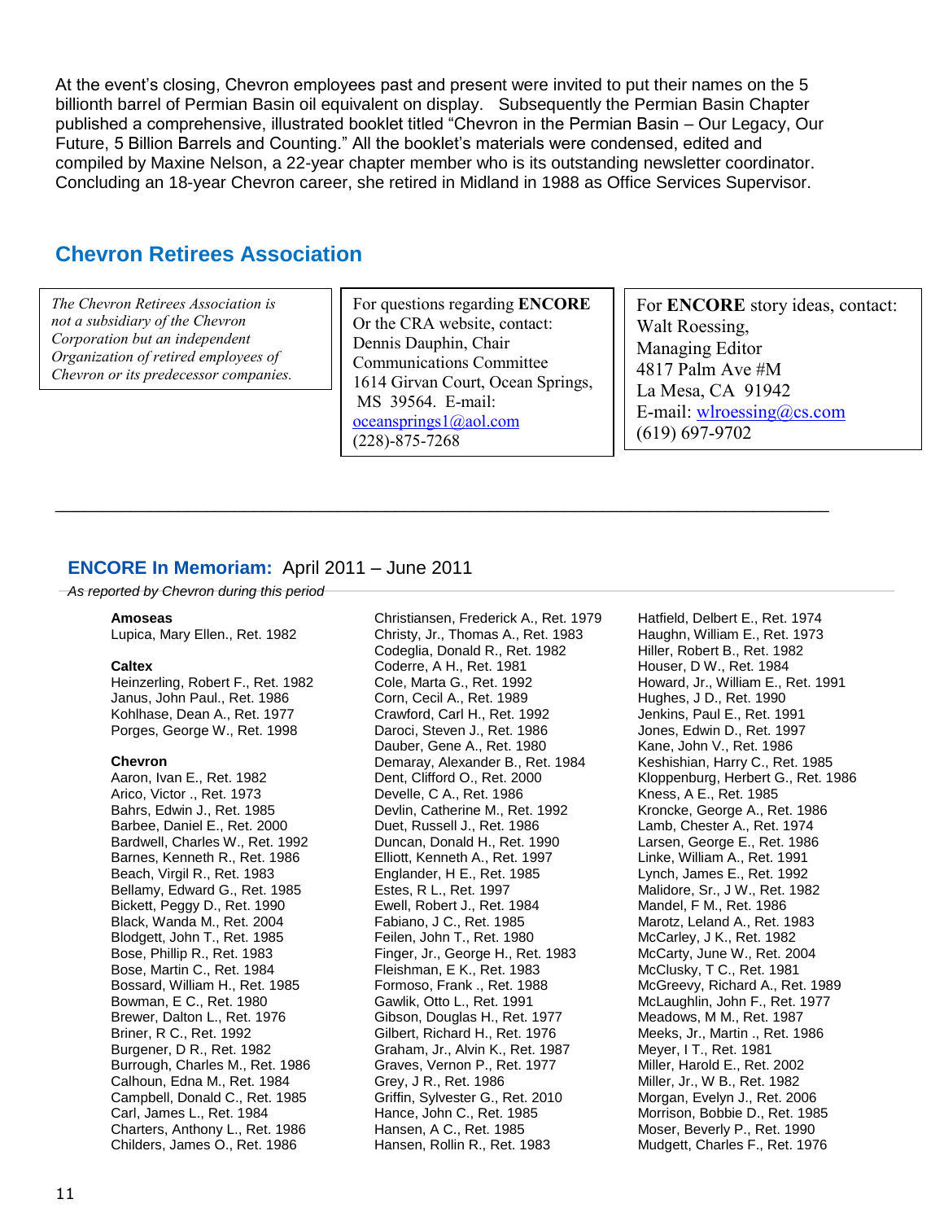At the event's closing, Chevron employees past and present were invited to put their names on the 5 billionth barrel of Permian Basin oil equivalent on display. Subsequently the Permian Basin Chapter published a comprehensive, illustrated booklet titled "Chevron in the Permian Basin – Our Legacy, Our Future, 5 Billion Barrels and Counting." All the booklet's materials were condensed, edited and compiled by Maxine Nelson, a 22-year chapter member who is its outstanding newsletter coordinator. Concluding an 18-year Chevron career, she retired in Midland in 1988 as Office Services Supervisor.

## Chevron Retirees Association

*The Chevron Retirees Association is not a subsidiary of the Chevron Corporation but an independent Organization of retired employees of Chevron or its predecessor companies.*

For questions regarding **ENCORE** Or the CRA website, contact:
Dennis Dauphin, Chair
Communications Committee
1614 Girvan Court, Ocean Springs, MS 39564. E-mail: oceansprings1@aol.com
(228)-875-7268

For **ENCORE** story ideas, contact:
Walt Roessing,
Managing Editor
4817 Palm Ave #M
La Mesa, CA 91942
E-mail: wlroessing@cs.com
(619) 697-9702

---

## ENCORE In Memoriam: April 2011 – June 2011

*As reported by Chevron during this period*

**Amoseas**
Lupica, Mary Ellen., Ret. 1982

**Caltex**
Heinzerling, Robert F., Ret. 1982
Janus, John Paul., Ret. 1986
Kohlhase, Dean A., Ret. 1977
Porges, George W., Ret. 1998

**Chevron**
Aaron, Ivan E., Ret. 1982
Arico, Victor ., Ret. 1973
Bahrs, Edwin J., Ret. 1985
Barbee, Daniel E., Ret. 2000
Bardwell, Charles W., Ret. 1992
Barnes, Kenneth R., Ret. 1986
Beach, Virgil R., Ret. 1983
Bellamy, Edward G., Ret. 1985
Bickett, Peggy D., Ret. 1990
Black, Wanda M., Ret. 2004
Blodgett, John T., Ret. 1985
Bose, Phillip R., Ret. 1983
Bose, Martin C., Ret. 1984
Bossard, William H., Ret. 1985
Bowman, E C., Ret. 1980
Brewer, Dalton L., Ret. 1976
Briner, R C., Ret. 1992
Burgener, D R., Ret. 1982
Burrough, Charles M., Ret. 1986
Calhoun, Edna M., Ret. 1984
Campbell, Donald C., Ret. 1985
Carl, James L., Ret. 1984
Charters, Anthony L., Ret. 1986
Childers, James O., Ret. 1986
Christiansen, Frederick A., Ret. 1979
Christy, Jr., Thomas A., Ret. 1983
Codeglia, Donald R., Ret. 1982
Coderre, A H., Ret. 1981
Cole, Marta G., Ret. 1992
Corn, Cecil A., Ret. 1989
Crawford, Carl H., Ret. 1992
Daroci, Steven J., Ret. 1986
Dauber, Gene A., Ret. 1980
Demaray, Alexander B., Ret. 1984
Dent, Clifford O., Ret. 2000
Develle, C A., Ret. 1986
Devlin, Catherine M., Ret. 1992
Duet, Russell J., Ret. 1986
Duncan, Donald H., Ret. 1990
Elliott, Kenneth A., Ret. 1997
Englander, H E., Ret. 1985
Estes, R L., Ret. 1997
Ewell, Robert J., Ret. 1984
Fabiano, J C., Ret. 1985
Feilen, John T., Ret. 1980
Finger, Jr., George H., Ret. 1983
Fleishman, E K., Ret. 1983
Formoso, Frank ., Ret. 1988
Gawlik, Otto L., Ret. 1991
Gibson, Douglas H., Ret. 1977
Gilbert, Richard H., Ret. 1976
Graham, Jr., Alvin K., Ret. 1987
Graves, Vernon P., Ret. 1977
Grey, J R., Ret. 1986
Griffin, Sylvester G., Ret. 2010
Hance, John C., Ret. 1985
Hansen, A C., Ret. 1985
Hansen, Rollin R., Ret. 1983
Hatfield, Delbert E., Ret. 1974
Haughn, William E., Ret. 1973
Hiller, Robert B., Ret. 1982
Houser, D W., Ret. 1984
Howard, Jr., William E., Ret. 1991
Hughes, J D., Ret. 1990
Jenkins, Paul E., Ret. 1991
Jones, Edwin D., Ret. 1997
Kane, John V., Ret. 1986
Keshishian, Harry C., Ret. 1985
Kloppenburg, Herbert G., Ret. 1986
Kness, A E., Ret. 1985
Kroncke, George A., Ret. 1986
Lamb, Chester A., Ret. 1974
Larsen, George E., Ret. 1986
Linke, William A., Ret. 1991
Lynch, James E., Ret. 1992
Malidore, Sr., J W., Ret. 1982
Mandel, F M., Ret. 1986
Marotz, Leland A., Ret. 1983
McCarley, J K., Ret. 1982
McCarty, June W., Ret. 2004
McClusky, T C., Ret. 1981
McGreevy, Richard A., Ret. 1989
McLaughlin, John F., Ret. 1977
Meadows, M M., Ret. 1987
Meeks, Jr., Martin ., Ret. 1986
Meyer, I T., Ret. 1981
Miller, Harold E., Ret. 2002
Miller, Jr., W B., Ret. 1982
Morgan, Evelyn J., Ret. 2006
Morrison, Bobbie D., Ret. 1985
Moser, Beverly P., Ret. 1990
Mudgett, Charles F., Ret. 1976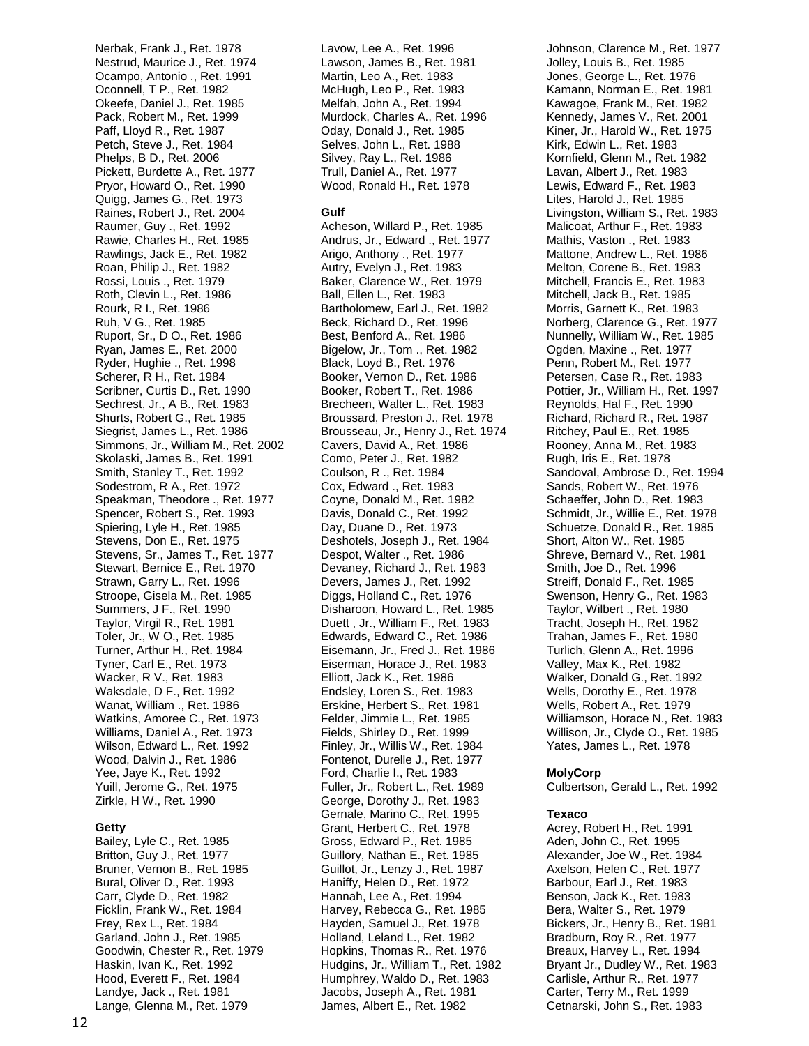Nerbak, Frank J., Ret. 1978
Nestrud, Maurice J., Ret. 1974
Ocampo, Antonio ., Ret. 1991
Oconnell, T P., Ret. 1982
Okeefe, Daniel J., Ret. 1985
Pack, Robert M., Ret. 1999
Paff, Lloyd R., Ret. 1987
Petch, Steve J., Ret. 1984
Phelps, B D., Ret. 2006
Pickett, Burdette A., Ret. 1977
Pryor, Howard O., Ret. 1990
Quigg, James G., Ret. 1973
Raines, Robert J., Ret. 2004
Raumer, Guy ., Ret. 1992
Rawie, Charles H., Ret. 1985
Rawlings, Jack E., Ret. 1982
Roan, Philip J., Ret. 1982
Rossi, Louis ., Ret. 1979
Roth, Clevin L., Ret. 1986
Rourk, R I., Ret. 1986
Ruh, V G., Ret. 1985
Ruport, Sr., D O., Ret. 1986
Ryan, James E., Ret. 2000
Ryder, Hughie ., Ret. 1998
Scherer, R H., Ret. 1984
Scribner, Curtis D., Ret. 1990
Sechrest, Jr., A B., Ret. 1983
Shurts, Robert G., Ret. 1985
Siegrist, James L., Ret. 1986
Simmons, Jr., William M., Ret. 2002
Skolaski, James B., Ret. 1991
Smith, Stanley T., Ret. 1992
Sodestrom, R A., Ret. 1972
Speakman, Theodore ., Ret. 1977
Spencer, Robert S., Ret. 1993
Spiering, Lyle H., Ret. 1985
Stevens, Don E., Ret. 1975
Stevens, Sr., James T., Ret. 1977
Stewart, Bernice E., Ret. 1970
Strawn, Garry L., Ret. 1996
Stroope, Gisela M., Ret. 1985
Summers, J F., Ret. 1990
Taylor, Virgil R., Ret. 1981
Toler, Jr., W O., Ret. 1985
Turner, Arthur H., Ret. 1984
Tyner, Carl E., Ret. 1973
Wacker, R V., Ret. 1983
Waksdale, D F., Ret. 1992
Wanat, William ., Ret. 1986
Watkins, Amoree C., Ret. 1973
Williams, Daniel A., Ret. 1973
Wilson, Edward L., Ret. 1992
Wood, Dalvin J., Ret. 1986
Yee, Jaye K., Ret. 1992
Yuill, Jerome G., Ret. 1975
Zirkle, H W., Ret. 1990

**Getty**

Bailey, Lyle C., Ret. 1985
Britton, Guy J., Ret. 1977
Bruner, Vernon B., Ret. 1985
Bural, Oliver D., Ret. 1993
Carr, Clyde D., Ret. 1982
Ficklin, Frank W., Ret. 1984
Frey, Rex L., Ret. 1984
Garland, John J., Ret. 1985
Goodwin, Chester R., Ret. 1979
Haskin, Ivan K., Ret. 1992
Hood, Everett F., Ret. 1984
Landye, Jack ., Ret. 1981
Lange, Glenna M., Ret. 1979
Lavow, Lee A., Ret. 1996
Lawson, James B., Ret. 1981
Martin, Leo A., Ret. 1983
McHugh, Leo P., Ret. 1983
Melfah, John A., Ret. 1994
Murdock, Charles A., Ret. 1996
Oday, Donald J., Ret. 1985
Selves, John L., Ret. 1988
Silvey, Ray L., Ret. 1986
Trull, Daniel A., Ret. 1977
Wood, Ronald H., Ret. 1978

**Gulf**

Acheson, Willard P., Ret. 1985
Andrus, Jr., Edward ., Ret. 1977
Arigo, Anthony ., Ret. 1977
Autry, Evelyn J., Ret. 1983
Baker, Clarence W., Ret. 1979
Ball, Ellen L., Ret. 1983
Bartholomew, Earl J., Ret. 1982
Beck, Richard D., Ret. 1996
Best, Benford A., Ret. 1986
Bigelow, Jr., Tom ., Ret. 1982
Black, Loyd B., Ret. 1976
Booker, Vernon D., Ret. 1986
Booker, Robert T., Ret. 1986
Brecheen, Walter L., Ret. 1983
Broussard, Preston J., Ret. 1978
Brousseau, Jr., Henry J., Ret. 1974
Cavers, David A., Ret. 1986
Como, Peter J., Ret. 1982
Coulson, R ., Ret. 1984
Cox, Edward ., Ret. 1983
Coyne, Donald M., Ret. 1982
Davis, Donald C., Ret. 1992
Day, Duane D., Ret. 1973
Deshotels, Joseph J., Ret. 1984
Despot, Walter ., Ret. 1986
Devaney, Richard J., Ret. 1983
Devers, James J., Ret. 1992
Diggs, Holland C., Ret. 1976
Disharoon, Howard L., Ret. 1985
Duett , Jr., William F., Ret. 1983
Edwards, Edward C., Ret. 1986
Eisemann, Jr., Fred J., Ret. 1986
Eiserman, Horace J., Ret. 1983
Elliott, Jack K., Ret. 1986
Endsley, Loren S., Ret. 1983
Erskine, Herbert S., Ret. 1981
Felder, Jimmie L., Ret. 1985
Fields, Shirley D., Ret. 1999
Finley, Jr., Willis W., Ret. 1984
Fontenot, Durelle J., Ret. 1977
Ford, Charlie I., Ret. 1983
Fuller, Jr., Robert L., Ret. 1989
George, Dorothy J., Ret. 1983
Gernale, Marino C., Ret. 1995
Grant, Herbert C., Ret. 1978
Gross, Edward P., Ret. 1985
Guillory, Nathan E., Ret. 1985
Guillot, Jr., Lenzy J., Ret. 1987
Haniffy, Helen D., Ret. 1972
Hannah, Lee A., Ret. 1994
Harvey, Rebecca G., Ret. 1985
Hayden, Samuel J., Ret. 1978
Holland, Leland L., Ret. 1982
Hopkins, Thomas R., Ret. 1976
Hudgins, Jr., William T., Ret. 1982
Humphrey, Waldo D., Ret. 1983
Jacobs, Joseph A., Ret. 1981
James, Albert E., Ret. 1982
Johnson, Clarence M., Ret. 1977
Jolley, Louis B., Ret. 1985
Jones, George L., Ret. 1976
Kamann, Norman E., Ret. 1981
Kawagoe, Frank M., Ret. 1982
Kennedy, James V., Ret. 2001
Kiner, Jr., Harold W., Ret. 1975
Kirk, Edwin L., Ret. 1983
Kornfield, Glenn M., Ret. 1982
Lavan, Albert J., Ret. 1983
Lewis, Edward F., Ret. 1983
Lites, Harold J., Ret. 1985
Livingston, William S., Ret. 1983
Malicoat, Arthur F., Ret. 1983
Mathis, Vaston ., Ret. 1983
Mattone, Andrew L., Ret. 1986
Melton, Corene B., Ret. 1983
Mitchell, Francis E., Ret. 1983
Mitchell, Jack B., Ret. 1985
Morris, Garnett K., Ret. 1983
Norberg, Clarence G., Ret. 1977
Nunnelly, William W., Ret. 1985
Ogden, Maxine ., Ret. 1977
Penn, Robert M., Ret. 1977
Petersen, Case R., Ret. 1983
Pottier, Jr., William H., Ret. 1997
Reynolds, Hal F., Ret. 1990
Richard, Richard R., Ret. 1987
Ritchey, Paul E., Ret. 1985
Rooney, Anna M., Ret. 1983
Rugh, Iris E., Ret. 1978
Sandoval, Ambrose D., Ret. 1994
Sands, Robert W., Ret. 1976
Schaeffer, John D., Ret. 1983
Schmidt, Jr., Willie E., Ret. 1978
Schuetze, Donald R., Ret. 1985
Short, Alton W., Ret. 1985
Shreve, Bernard V., Ret. 1981
Smith, Joe D., Ret. 1996
Streiff, Donald F., Ret. 1985
Swenson, Henry G., Ret. 1983
Taylor, Wilbert ., Ret. 1980
Tracht, Joseph H., Ret. 1982
Trahan, James F., Ret. 1980
Turlich, Glenn A., Ret. 1996
Valley, Max K., Ret. 1982
Walker, Donald G., Ret. 1992
Wells, Dorothy E., Ret. 1978
Wells, Robert A., Ret. 1979
Williamson, Horace N., Ret. 1983
Willison, Jr., Clyde O., Ret. 1985
Yates, James L., Ret. 1978

**MolyCorp**

Culbertson, Gerald L., Ret. 1992

**Texaco**

Acrey, Robert H., Ret. 1991
Aden, John C., Ret. 1995
Alexander, Joe W., Ret. 1984
Axelson, Helen C., Ret. 1977
Barbour, Earl J., Ret. 1983
Benson, Jack K., Ret. 1983
Bera, Walter S., Ret. 1979
Bickers, Jr., Henry B., Ret. 1981
Bradburn, Roy R., Ret. 1977
Breaux, Harvey L., Ret. 1994
Bryant Jr., Dudley W., Ret. 1983
Carlisle, Arthur R., Ret. 1977
Carter, Terry M., Ret. 1999
Cetnarski, John S., Ret. 1983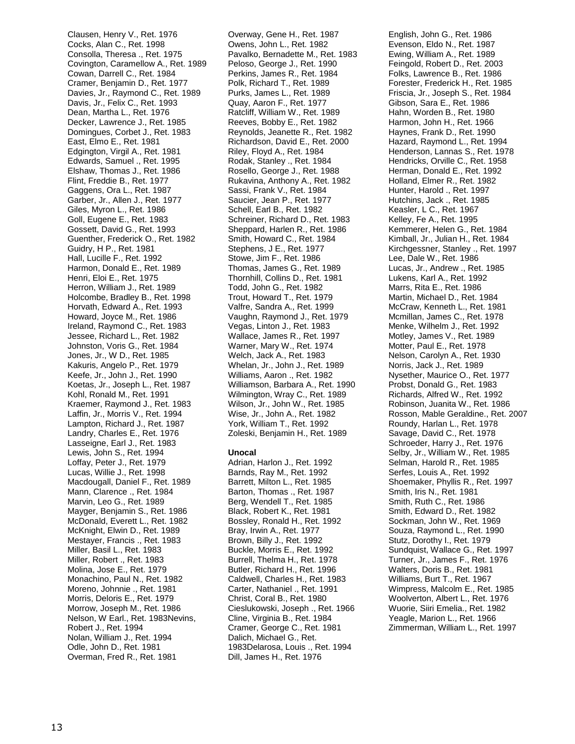Clausen, Henry V., Ret. 1976
Cocks, Alan C., Ret. 1998
Consolla, Theresa ., Ret. 1975
Covington, Caramellow A., Ret. 1989
Cowan, Darrell C., Ret. 1984
Cramer, Benjamin D., Ret. 1977
Davies, Jr., Raymond C., Ret. 1989
Davis, Jr., Felix C., Ret. 1993
Dean, Martha L., Ret. 1976
Decker, Lawrence J., Ret. 1985
Domingues, Corbet J., Ret. 1983
East, Elmo E., Ret. 1981
Edgington, Virgil A., Ret. 1981
Edwards, Samuel ., Ret. 1995
Elshaw, Thomas J., Ret. 1986
Flint, Freddie B., Ret. 1977
Gaggens, Ora L., Ret. 1987
Garber, Jr., Allen J., Ret. 1977
Giles, Myron L., Ret. 1986
Goll, Eugene E., Ret. 1983
Gossett, David G., Ret. 1993
Guenther, Frederick O., Ret. 1982
Guidry, H P., Ret. 1981
Hall, Lucille F., Ret. 1992
Harmon, Donald E., Ret. 1989
Henri, Eloi E., Ret. 1975
Herron, William J., Ret. 1989
Holcombe, Bradley B., Ret. 1998
Horvath, Edward A., Ret. 1993
Howard, Joyce M., Ret. 1986
Ireland, Raymond C., Ret. 1983
Jessee, Richard L., Ret. 1982
Johnston, Voris G., Ret. 1984
Jones, Jr., W D., Ret. 1985
Kakuris, Angelo P., Ret. 1979
Keefe, Jr., John J., Ret. 1990
Koetas, Jr., Joseph L., Ret. 1987
Kohl, Ronald M., Ret. 1991
Kraemer, Raymond J., Ret. 1983
Laffin, Jr., Morris V., Ret. 1994
Lampton, Richard J., Ret. 1987
Landry, Charles E., Ret. 1976
Lasseigne, Earl J., Ret. 1983
Lewis, John S., Ret. 1994
Loffay, Peter J., Ret. 1979
Lucas, Willie J., Ret. 1998
Macdougall, Daniel F., Ret. 1989
Mann, Clarence ., Ret. 1984
Marvin, Leo G., Ret. 1989
Mayger, Benjamin S., Ret. 1986
McDonald, Everett L., Ret. 1982
McKnight, Elwin D., Ret. 1989
Mestayer, Francis ., Ret. 1983
Miller, Basil L., Ret. 1983
Miller, Robert ., Ret. 1983
Molina, Jose E., Ret. 1979
Monachino, Paul N., Ret. 1982
Moreno, Johnnie ., Ret. 1981
Morris, Deloris E., Ret. 1979
Morrow, Joseph M., Ret. 1986
Nelson, W Earl., Ret. 1983Nevins, Robert J., Ret. 1994
Nolan, William J., Ret. 1994
Odle, John D., Ret. 1981
Overman, Fred R., Ret. 1981
Overway, Gene H., Ret. 1987
Owens, John L., Ret. 1982
Pavalko, Bernadette M., Ret. 1983
Peloso, George J., Ret. 1990
Perkins, James R., Ret. 1984
Polk, Richard T., Ret. 1989
Purks, James L., Ret. 1989
Quay, Aaron F., Ret. 1977
Ratcliff, William W., Ret. 1989
Reeves, Bobby E., Ret. 1982
Reynolds, Jeanette R., Ret. 1982
Richardson, David E., Ret. 2000
Riley, Floyd A., Ret. 1984
Rodak, Stanley ., Ret. 1984
Rosello, George J., Ret. 1988
Rukavina, Anthony A., Ret. 1982
Sassi, Frank V., Ret. 1984
Saucier, Jean P., Ret. 1977
Schell, Earl B., Ret. 1982
Schreiner, Richard D., Ret. 1983
Sheppard, Harlen R., Ret. 1986
Smith, Howard C., Ret. 1984
Stephens, J E., Ret. 1977
Stowe, Jim F., Ret. 1986
Thomas, James G., Ret. 1989
Thornhill, Collins D., Ret. 1981
Todd, John G., Ret. 1982
Trout, Howard T., Ret. 1979
Valfre, Sandra A., Ret. 1999
Vaughn, Raymond J., Ret. 1979
Vegas, Linton J., Ret. 1983
Wallace, James R., Ret. 1997
Warner, Mary W., Ret. 1974
Welch, Jack A., Ret. 1983
Whelan, Jr., John J., Ret. 1989
Williams, Aaron ., Ret. 1982
Williamson, Barbara A., Ret. 1990
Wilmington, Wray C., Ret. 1989
Wilson, Jr., John W., Ret. 1985
Wise, Jr., John A., Ret. 1982
York, William T., Ret. 1992
Zoleski, Benjamin H., Ret. 1989

**Unocal**

Adrian, Harlon J., Ret. 1992
Barnds, Ray M., Ret. 1992
Barrett, Milton L., Ret. 1985
Barton, Thomas ., Ret. 1987
Berg, Wendell T., Ret. 1985
Black, Robert K., Ret. 1981
Bossley, Ronald H., Ret. 1992
Bray, Irwin A., Ret. 1977
Brown, Billy J., Ret. 1992
Buckle, Morris E., Ret. 1992
Burrell, Thelma H., Ret. 1978
Butler, Richard H., Ret. 1996
Caldwell, Charles H., Ret. 1983
Carter, Nathaniel ., Ret. 1991
Christ, Coral B., Ret. 1980
Cieslukowski, Joseph ., Ret. 1966
Cline, Virginia B., Ret. 1984
Cramer, George C., Ret. 1981
Dalich, Michael G., Ret. 1983Delarosa, Louis ., Ret. 1994
Dill, James H., Ret. 1976
English, John G., Ret. 1986
Evenson, Eldo N., Ret. 1987
Ewing, William A., Ret. 1989
Feingold, Robert D., Ret. 2003
Folks, Lawrence B., Ret. 1986
Forester, Frederick H., Ret. 1985
Friscia, Jr., Joseph S., Ret. 1984
Gibson, Sara E., Ret. 1986
Hahn, Worden B., Ret. 1980
Harmon, John H., Ret. 1966
Haynes, Frank D., Ret. 1990
Hazard, Raymond L., Ret. 1994
Henderson, Lannas S., Ret. 1978
Hendricks, Orville C., Ret. 1958
Herman, Donald E., Ret. 1992
Holland, Elmer R., Ret. 1982
Hunter, Harold ., Ret. 1997
Hutchins, Jack ., Ret. 1985
Keasler, L C., Ret. 1967
Kelley, Fe A., Ret. 1995
Kemmerer, Helen G., Ret. 1984
Kimball, Jr., Julian H., Ret. 1984
Kirchgessner, Stanley ., Ret. 1997
Lee, Dale W., Ret. 1986
Lucas, Jr., Andrew ., Ret. 1985
Lukens, Karl A., Ret. 1992
Marrs, Rita E., Ret. 1986
Martin, Michael D., Ret. 1984
McCraw, Kenneth L., Ret. 1981
Mcmillan, James C., Ret. 1978
Menke, Wilhelm J., Ret. 1992
Motley, James V., Ret. 1989
Motter, Paul E., Ret. 1978
Nelson, Carolyn A., Ret. 1930
Norris, Jack J., Ret. 1989
Nysether, Maurice O., Ret. 1977
Probst, Donald G., Ret. 1983
Richards, Alfred W., Ret. 1992
Robinson, Juanita W., Ret. 1986
Rosson, Mable Geraldine., Ret. 2007
Roundy, Harlan L., Ret. 1978
Savage, David C., Ret. 1978
Schroeder, Harry J., Ret. 1976
Selby, Jr., William W., Ret. 1985
Selman, Harold R., Ret. 1985
Serfes, Louis A., Ret. 1992
Shoemaker, Phyllis R., Ret. 1997
Smith, Iris N., Ret. 1981
Smith, Ruth C., Ret. 1986
Smith, Edward D., Ret. 1982
Sockman, John W., Ret. 1969
Souza, Raymond L., Ret. 1990
Stutz, Dorothy I., Ret. 1979
Sundquist, Wallace G., Ret. 1997
Turner, Jr., James F., Ret. 1976
Walters, Doris B., Ret. 1981
Williams, Burt T., Ret. 1967
Wimpress, Malcolm E., Ret. 1985
Woolverton, Albert L., Ret. 1976
Wuorie, Siiri Emelia., Ret. 1982
Yeagle, Marion L., Ret. 1966
Zimmerman, William L., Ret. 1997